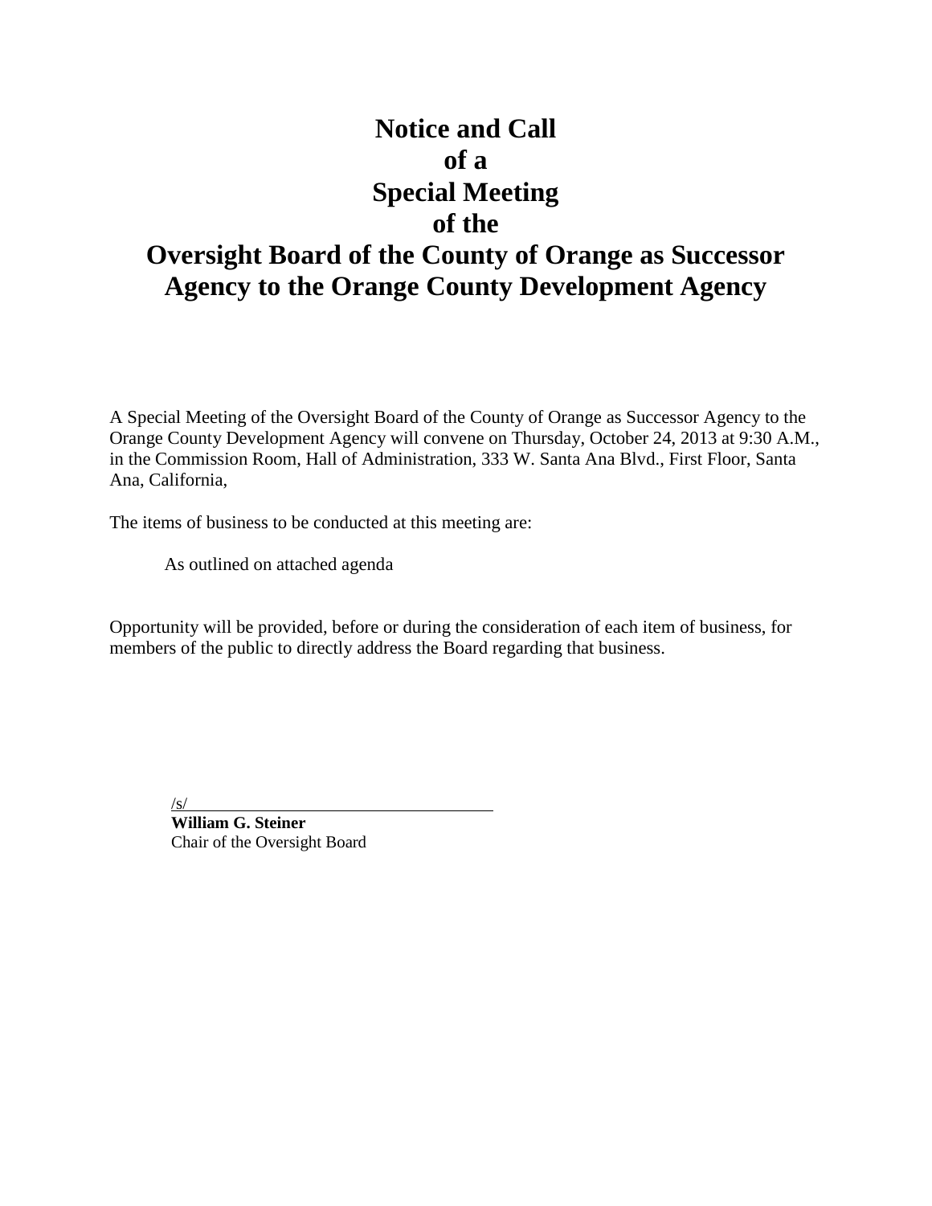# Notice and Call
# of a
# Special Meeting
# of the
# Oversight Board of the County of Orange as Successor Agency to the Orange County Development Agency

A Special Meeting of the Oversight Board of the County of Orange as Successor Agency to the Orange County Development Agency will convene on Thursday, October 24, 2013 at 9:30 A.M., in the Commission Room, Hall of Administration, 333 W. Santa Ana Blvd., First Floor, Santa Ana, California,

The items of business to be conducted at this meeting are:

As outlined on attached agenda

Opportunity will be provided, before or during the consideration of each item of business, for members of the public to directly address the Board regarding that business.

/s/

**William G. Steiner**
Chair of the Oversight Board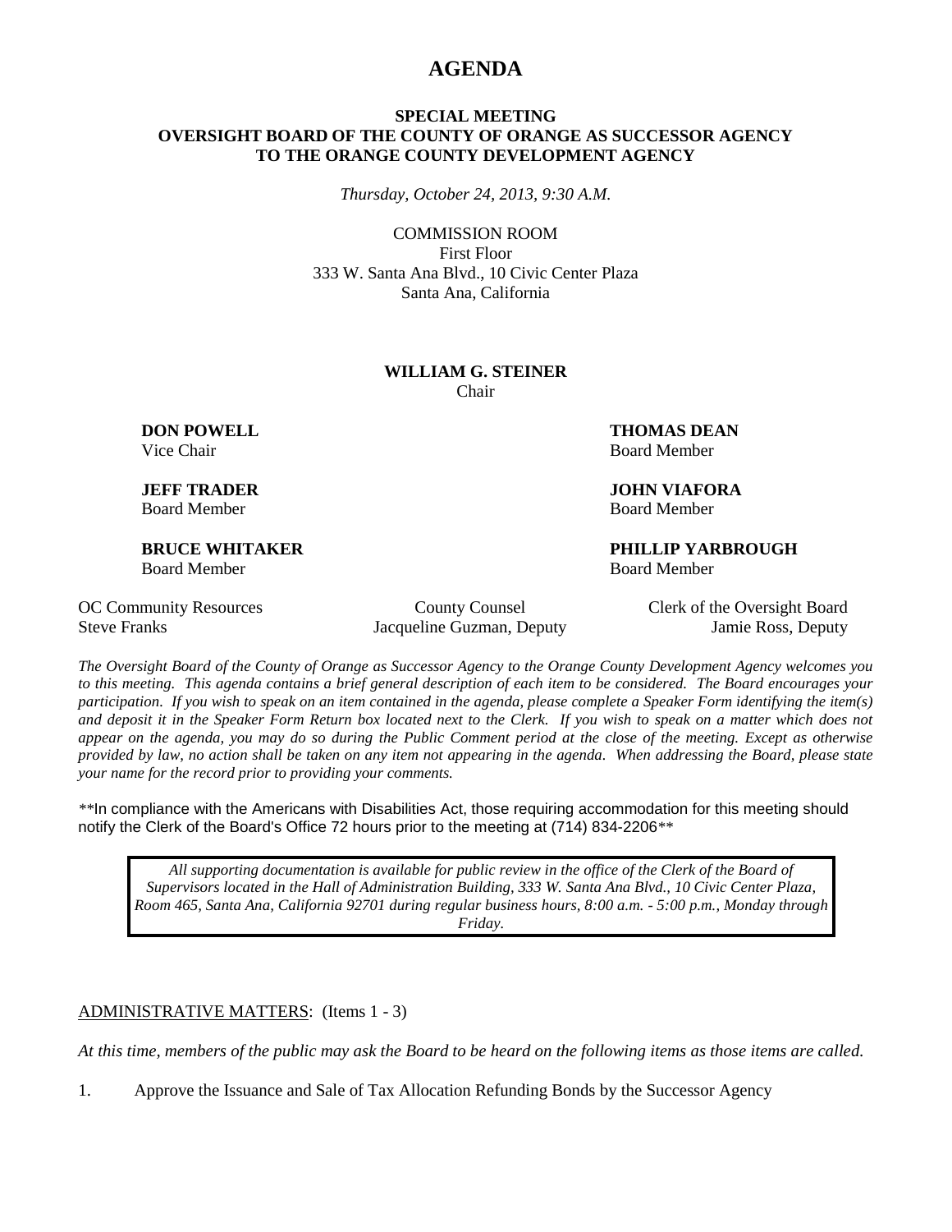# AGENDA

**SPECIAL MEETING**
**OVERSIGHT BOARD OF THE COUNTY OF ORANGE AS SUCCESSOR AGENCY TO THE ORANGE COUNTY DEVELOPMENT AGENCY**

*Thursday, October 24, 2013, 9:30 A.M.*

COMMISSION ROOM
First Floor
333 W. Santa Ana Blvd., 10 Civic Center Plaza
Santa Ana, California

**WILLIAM G. STEINER**
Chair

**DON POWELL**
Vice Chair

**THOMAS DEAN**
Board Member

**JEFF TRADER**
Board Member

**JOHN VIAFORA**
Board Member

**BRUCE WHITAKER**
Board Member

**PHILLIP YARBROUGH**
Board Member

OC Community Resources
Steve Franks

County Counsel
Jacqueline Guzman, Deputy

Clerk of the Oversight Board
Jamie Ross, Deputy

*The Oversight Board of the County of Orange as Successor Agency to the Orange County Development Agency welcomes you to this meeting. This agenda contains a brief general description of each item to be considered. The Board encourages your participation. If you wish to speak on an item contained in the agenda, please complete a Speaker Form identifying the item(s) and deposit it in the Speaker Form Return box located next to the Clerk. If you wish to speak on a matter which does not appear on the agenda, you may do so during the Public Comment period at the close of the meeting. Except as otherwise provided by law, no action shall be taken on any item not appearing in the agenda. When addressing the Board, please state your name for the record prior to providing your comments.*

**In compliance with the Americans with Disabilities Act, those requiring accommodation for this meeting should notify the Clerk of the Board's Office 72 hours prior to the meeting at (714) 834-2206**

*All supporting documentation is available for public review in the office of the Clerk of the Board of Supervisors located in the Hall of Administration Building, 333 W. Santa Ana Blvd., 10 Civic Center Plaza, Room 465, Santa Ana, California 92701 during regular business hours, 8:00 a.m. - 5:00 p.m., Monday through Friday.*

ADMINISTRATIVE MATTERS: (Items 1 - 3)

*At this time, members of the public may ask the Board to be heard on the following items as those items are called.*

1. Approve the Issuance and Sale of Tax Allocation Refunding Bonds by the Successor Agency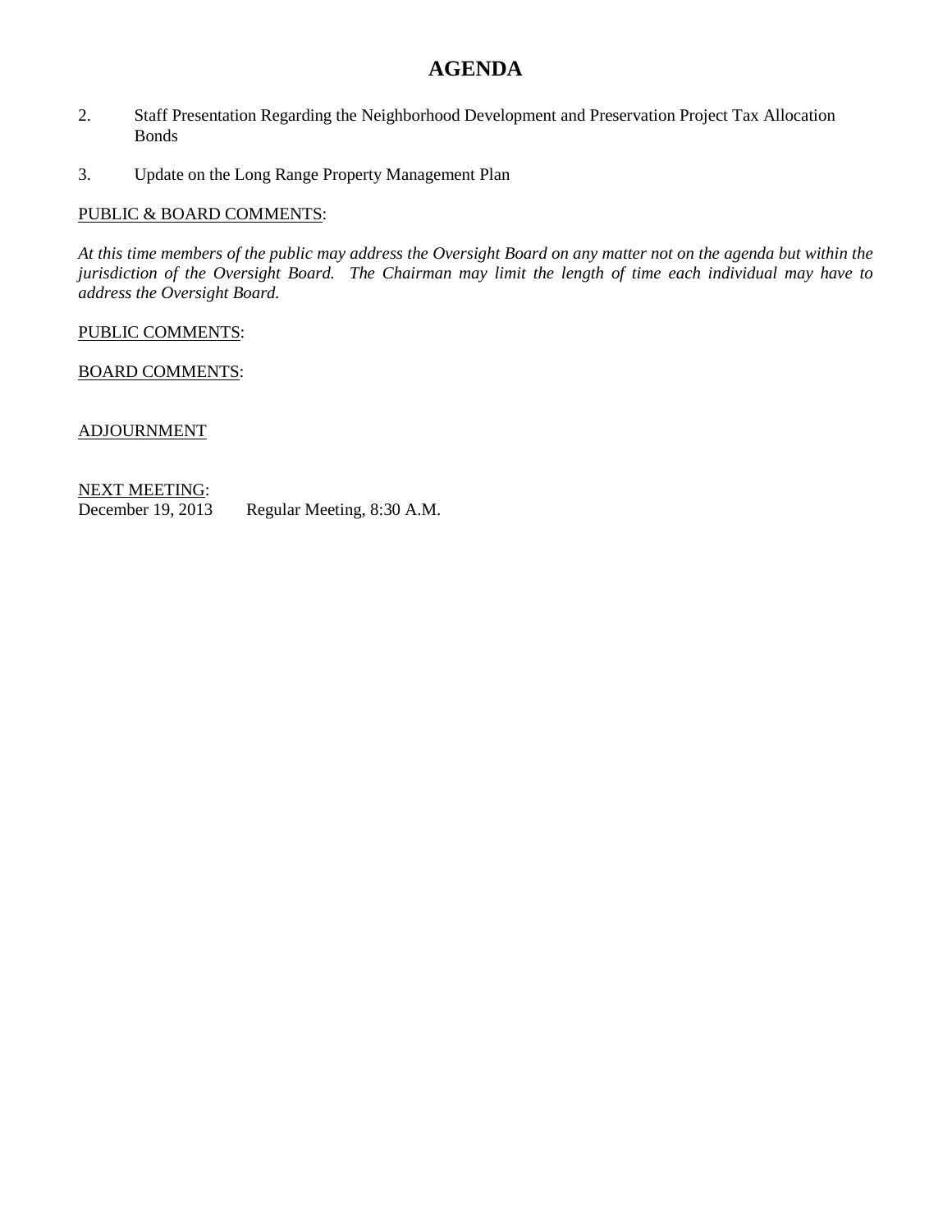# AGENDA

2. Staff Presentation Regarding the Neighborhood Development and Preservation Project Tax Allocation Bonds

3. Update on the Long Range Property Management Plan

<u>PUBLIC & BOARD COMMENTS</u>:

*At this time members of the public may address the Oversight Board on any matter not on the agenda but within the jurisdiction of the Oversight Board. The Chairman may limit the length of time each individual may have to address the Oversight Board.*

<u>PUBLIC COMMENTS</u>:

<u>BOARD COMMENTS</u>:

<u>ADJOURNMENT</u>

<u>NEXT MEETING</u>:
December 19, 2013 Regular Meeting, 8:30 A.M.